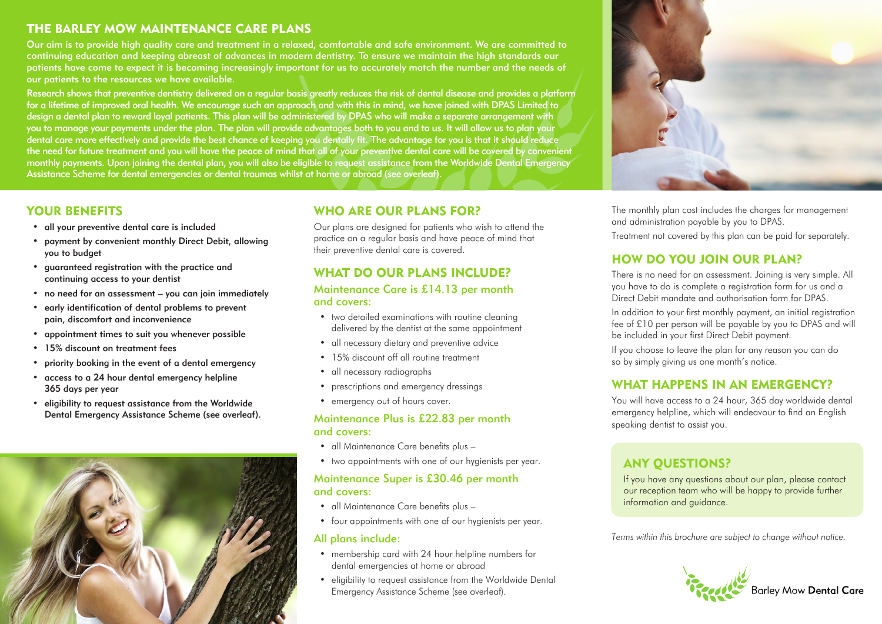# THE BARLEY MOW MAINTENANCE CARE PLANS

Our aim is to provide high quality care and treatment in a relaxed, comfortable and safe environment. We are committed to continuing education and keeping abreast of advances in modern dentistry. To ensure we maintain the high standards our patients have come to expect it is becoming increasingly important for us to accurately match the number and the needs of our patients to the resources we have available.

Research shows that preventive dentistry delivered on a regular basis greatly reduces the risk of dental disease and provides a platform for a lifetime of improved oral health. We encourage such an approach and with this in mind, we have joined with DPAS Limited to design a dental plan to reward loyal patients. This plan will be administered by DPAS who will make a separate arrangement with you to manage your payments under the plan. The plan will provide advantages both to you and to us. It will allow us to plan your dental care more effectively and provide the best chance of keeping you dentally fit. The advantage for you is that it should reduce the need for future treatment and you will have the peace of mind that all of your preventive dental care will be covered by convenient monthly payments. Upon joining the dental plan, you will also be eligible to request assistance from the Worldwide Dental Emergency Assistance Scheme for dental emergencies or dental traumas whilst at home or abroad (see overleaf).

## YOUR BENEFITS

- all your preventive dental care is included
- payment by convenient monthly Direct Debit, allowing you to budget
- guaranteed registration with the practice and continuing access to your dentist
- no need for an assessment – you can join immediately
- early identification of dental problems to prevent pain, discomfort and inconvenience
- appointment times to suit you whenever possible
- 15% discount on treatment fees
- priority booking in the event of a dental emergency
- access to a 24 hour dental emergency helpline 365 days per year
- eligibility to request assistance from the Worldwide Dental Emergency Assistance Scheme (see overleaf).

## WHO ARE OUR PLANS FOR?

Our plans are designed for patients who wish to attend the practice on a regular basis and have peace of mind that their preventive dental care is covered.

## WHAT DO OUR PLANS INCLUDE?

### Maintenance Care is £14.13 per month and covers:

- two detailed examinations with routine cleaning delivered by the dentist at the same appointment
- all necessary dietary and preventive advice
- 15% discount off all routine treatment
- all necessary radiographs
- prescriptions and emergency dressings
- emergency out of hours cover.

### Maintenance Plus is £22.83 per month and covers:

- all Maintenance Care benefits plus –
- two appointments with one of our hygienists per year.

### Maintenance Super is £30.46 per month and covers:

- all Maintenance Care benefits plus –
- four appointments with one of our hygienists per year.

### All plans include:

- membership card with 24 hour helpline numbers for dental emergencies at home or abroad
- eligibility to request assistance from the Worldwide Dental Emergency Assistance Scheme (see overleaf).

The monthly plan cost includes the charges for management and administration payable by you to DPAS.

Treatment not covered by this plan can be paid for separately.

## HOW DO YOU JOIN OUR PLAN?

There is no need for an assessment. Joining is very simple. All you have to do is complete a registration form for us and a Direct Debit mandate and authorisation form for DPAS.

In addition to your first monthly payment, an initial registration fee of £10 per person will be payable by you to DPAS and will be included in your first Direct Debit payment.

If you choose to leave the plan for any reason you can do so by simply giving us one month's notice.

## WHAT HAPPENS IN AN EMERGENCY?

You will have access to a 24 hour, 365 day worldwide dental emergency helpline, which will endeavour to find an English speaking dentist to assist you.

## ANY QUESTIONS?

If you have any questions about our plan, please contact our reception team who will be happy to provide further information and guidance.

*Terms within this brochure are subject to change without notice.*

Barley Mow **Dental Care**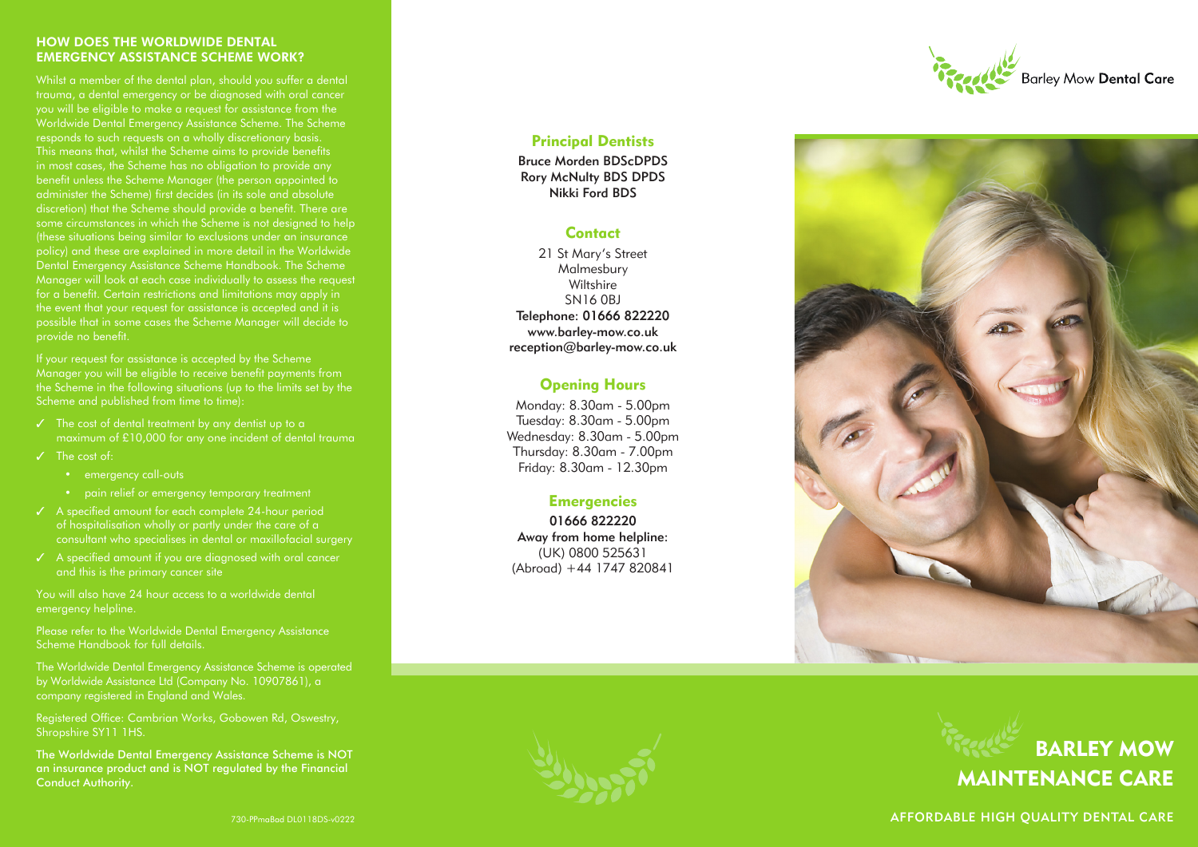## HOW DOES THE WORLDWIDE DENTAL EMERGENCY ASSISTANCE SCHEME WORK?

Whilst a member of the dental plan, should you suffer a dental trauma, a dental emergency or be diagnosed with oral cancer you will be eligible to make a request for assistance from the Worldwide Dental Emergency Assistance Scheme. The Scheme responds to such requests on a wholly discretionary basis. This means that, whilst the Scheme aims to provide benefits in most cases, the Scheme has no obligation to provide any benefit unless the Scheme Manager (the person appointed to administer the Scheme) first decides (in its sole and absolute discretion) that the Scheme should provide a benefit. There are some circumstances in which the Scheme is not designed to help (these situations being similar to exclusions under an insurance policy) and these are explained in more detail in the Worldwide Dental Emergency Assistance Scheme Handbook. The Scheme Manager will look at each case individually to assess the request for a benefit. Certain restrictions and limitations may apply in the event that your request for assistance is accepted and it is possible that in some cases the Scheme Manager will decide to provide no benefit.

If your request for assistance is accepted by the Scheme Manager you will be eligible to receive benefit payments from the Scheme in the following situations (up to the limits set by the Scheme and published from time to time):

- ✓ The cost of dental treatment by any dentist up to a maximum of £10,000 for any one incident of dental trauma
- ✓ The cost of:
  - emergency call-outs
  - pain relief or emergency temporary treatment
- ✓ A specified amount for each complete 24-hour period of hospitalisation wholly or partly under the care of a consultant who specialises in dental or maxillofacial surgery
- ✓ A specified amount if you are diagnosed with oral cancer and this is the primary cancer site

You will also have 24 hour access to a worldwide dental emergency helpline.

Please refer to the Worldwide Dental Emergency Assistance Scheme Handbook for full details.

The Worldwide Dental Emergency Assistance Scheme is operated by Worldwide Assistance Ltd (Company No. 10907861), a company registered in England and Wales.

Registered Office: Cambrian Works, Gobowen Rd, Oswestry, Shropshire SY11 1HS.

**The Worldwide Dental Emergency Assistance Scheme is NOT an insurance product and is NOT regulated by the Financial Conduct Authority.**

730-PPmaBad DL0118DS-v0222

## Principal Dentists

Bruce Morden BDScDPDS
Rory McNulty BDS DPDS
Nikki Ford BDS

## Contact

21 St Mary's Street
Malmesbury
Wiltshire
SN16 0BJ
Telephone: 01666 822220
www.barley-mow.co.uk
reception@barley-mow.co.uk

## Opening Hours

Monday: 8.30am - 5.00pm
Tuesday: 8.30am - 5.00pm
Wednesday: 8.30am - 5.00pm
Thursday: 8.30am - 7.00pm
Friday: 8.30am - 12.30pm

## Emergencies

01666 822220
Away from home helpline:
(UK) 0800 525631
(Abroad) +44 1747 820841

Barley Mow **Dental Care**

# BARLEY MOW MAINTENANCE CARE

AFFORDABLE HIGH QUALITY DENTAL CARE